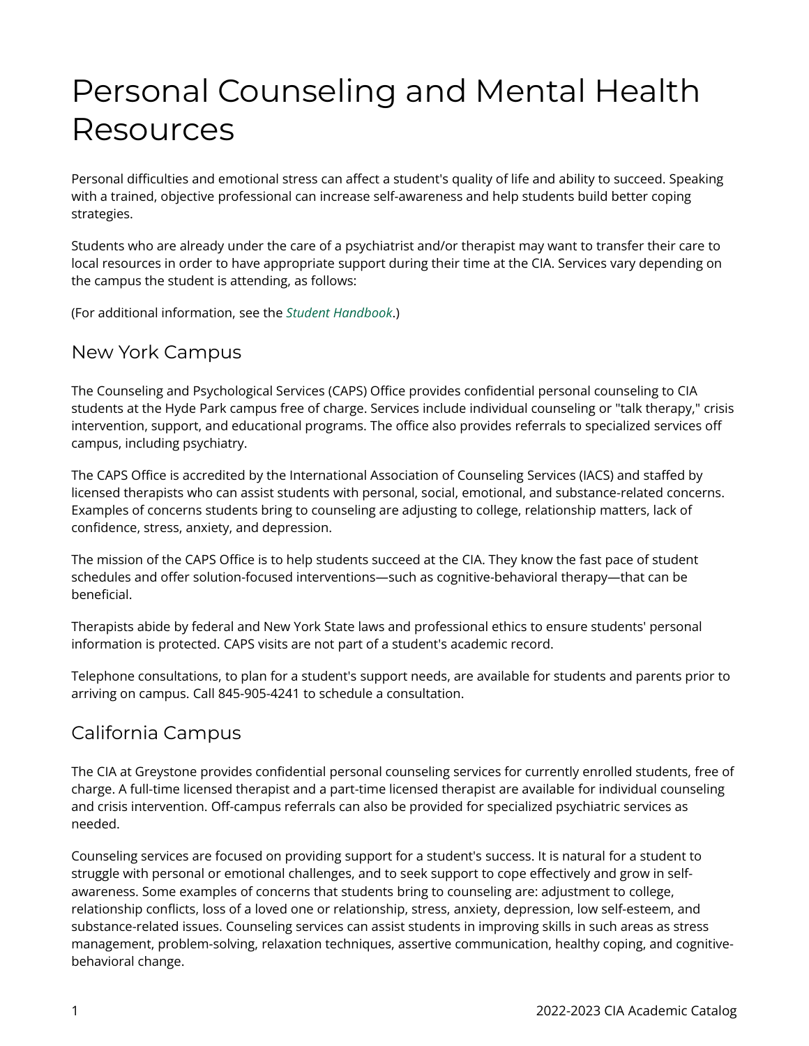# Personal Counseling and Mental Health Resources

Personal difficulties and emotional stress can affect a student's quality of life and ability to succeed. Speaking with a trained, objective professional can increase self-awareness and help students build better coping strategies.

Students who are already under the care of a psychiatrist and/or therapist may want to transfer their care to local resources in order to have appropriate support during their time at the CIA. Services vary depending on the campus the student is attending, as follows:

(For additional information, see the *Student Handbook*.)

## New York Campus

The Counseling and Psychological Services (CAPS) Office provides confidential personal counseling to CIA students at the Hyde Park campus free of charge. Services include individual counseling or "talk therapy," crisis intervention, support, and educational programs. The office also provides referrals to specialized services off campus, including psychiatry.

The CAPS Office is accredited by the International Association of Counseling Services (IACS) and staffed by licensed therapists who can assist students with personal, social, emotional, and substance-related concerns. Examples of concerns students bring to counseling are adjusting to college, relationship matters, lack of confidence, stress, anxiety, and depression.

The mission of the CAPS Office is to help students succeed at the CIA. They know the fast pace of student schedules and offer solution-focused interventions—such as cognitive-behavioral therapy—that can be beneficial.

Therapists abide by federal and New York State laws and professional ethics to ensure students' personal information is protected. CAPS visits are not part of a student's academic record.

Telephone consultations, to plan for a student's support needs, are available for students and parents prior to arriving on campus. Call 845-905-4241 to schedule a consultation.

## California Campus

The CIA at Greystone provides confidential personal counseling services for currently enrolled students, free of charge. A full-time licensed therapist and a part-time licensed therapist are available for individual counseling and crisis intervention. Off-campus referrals can also be provided for specialized psychiatric services as needed.

Counseling services are focused on providing support for a student's success. It is natural for a student to struggle with personal or emotional challenges, and to seek support to cope effectively and grow in self-awareness. Some examples of concerns that students bring to counseling are: adjustment to college, relationship conflicts, loss of a loved one or relationship, stress, anxiety, depression, low self-esteem, and substance-related issues. Counseling services can assist students in improving skills in such areas as stress management, problem-solving, relaxation techniques, assertive communication, healthy coping, and cognitive-behavioral change.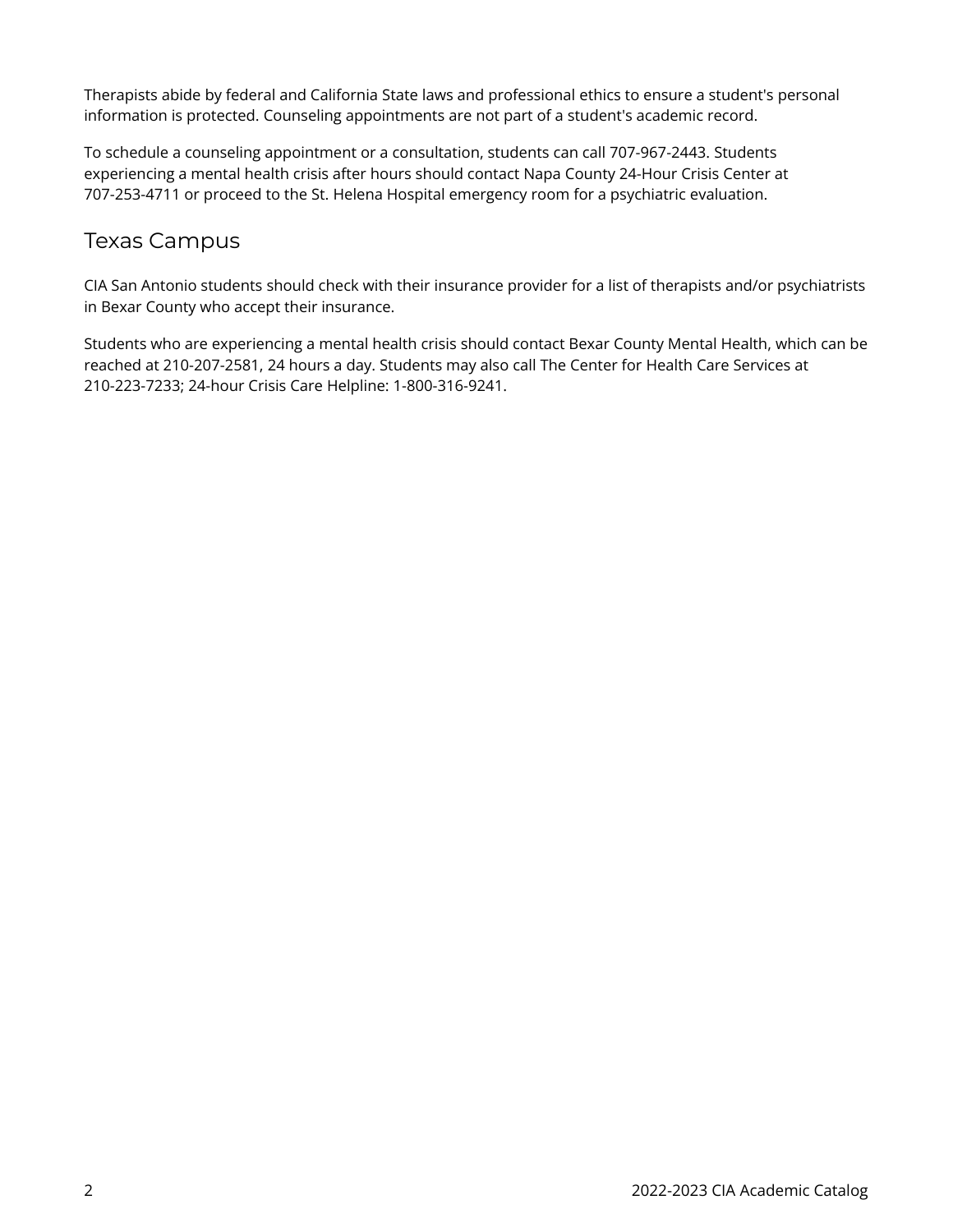Therapists abide by federal and California State laws and professional ethics to ensure a student's personal information is protected. Counseling appointments are not part of a student's academic record.

To schedule a counseling appointment or a consultation, students can call 707-967-2443. Students experiencing a mental health crisis after hours should contact Napa County 24-Hour Crisis Center at 707-253-4711 or proceed to the St. Helena Hospital emergency room for a psychiatric evaluation.

## Texas Campus

CIA San Antonio students should check with their insurance provider for a list of therapists and/or psychiatrists in Bexar County who accept their insurance.

Students who are experiencing a mental health crisis should contact Bexar County Mental Health, which can be reached at 210-207-2581, 24 hours a day. Students may also call The Center for Health Care Services at 210-223-7233; 24-hour Crisis Care Helpline: 1-800-316-9241.